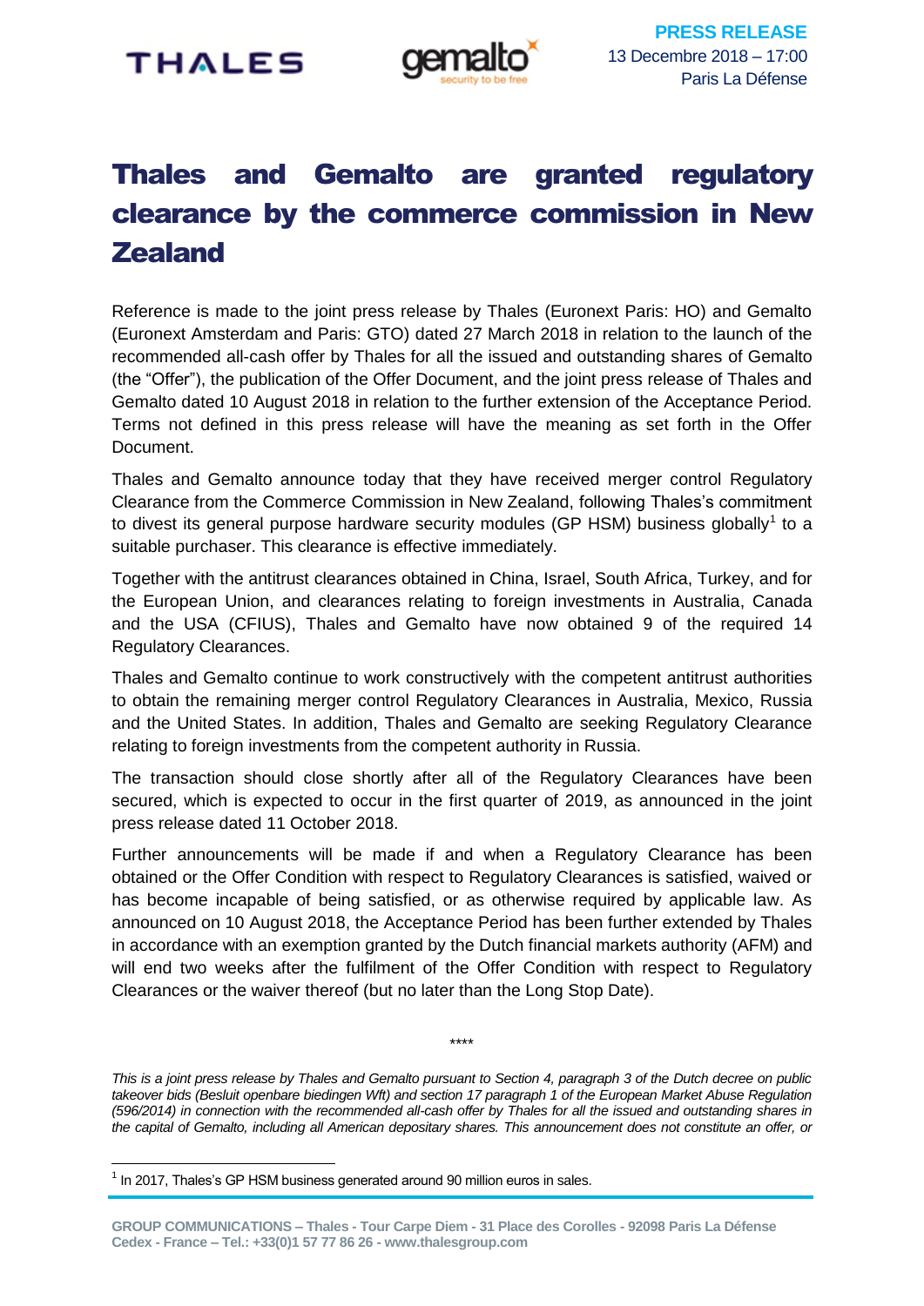PRESS RELEASE
13 Decembre 2018 – 17:00
Paris La Défense

# Thales and Gemalto are granted regulatory clearance by the commerce commission in New Zealand

Reference is made to the joint press release by Thales (Euronext Paris: HO) and Gemalto (Euronext Amsterdam and Paris: GTO) dated 27 March 2018 in relation to the launch of the recommended all-cash offer by Thales for all the issued and outstanding shares of Gemalto (the "Offer"), the publication of the Offer Document, and the joint press release of Thales and Gemalto dated 10 August 2018 in relation to the further extension of the Acceptance Period. Terms not defined in this press release will have the meaning as set forth in the Offer Document.

Thales and Gemalto announce today that they have received merger control Regulatory Clearance from the Commerce Commission in New Zealand, following Thales's commitment to divest its general purpose hardware security modules (GP HSM) business globally[1] to a suitable purchaser. This clearance is effective immediately.

Together with the antitrust clearances obtained in China, Israel, South Africa, Turkey, and for the European Union, and clearances relating to foreign investments in Australia, Canada and the USA (CFIUS), Thales and Gemalto have now obtained 9 of the required 14 Regulatory Clearances.

Thales and Gemalto continue to work constructively with the competent antitrust authorities to obtain the remaining merger control Regulatory Clearances in Australia, Mexico, Russia and the United States. In addition, Thales and Gemalto are seeking Regulatory Clearance relating to foreign investments from the competent authority in Russia.

The transaction should close shortly after all of the Regulatory Clearances have been secured, which is expected to occur in the first quarter of 2019, as announced in the joint press release dated 11 October 2018.

Further announcements will be made if and when a Regulatory Clearance has been obtained or the Offer Condition with respect to Regulatory Clearances is satisfied, waived or has become incapable of being satisfied, or as otherwise required by applicable law. As announced on 10 August 2018, the Acceptance Period has been further extended by Thales in accordance with an exemption granted by the Dutch financial markets authority (AFM) and will end two weeks after the fulfilment of the Offer Condition with respect to Regulatory Clearances or the waiver thereof (but no later than the Long Stop Date).

****

*This is a joint press release by Thales and Gemalto pursuant to Section 4, paragraph 3 of the Dutch decree on public takeover bids (Besluit openbare biedingen Wft) and section 17 paragraph 1 of the European Market Abuse Regulation (596/2014) in connection with the recommended all-cash offer by Thales for all the issued and outstanding shares in the capital of Gemalto, including all American depositary shares. This announcement does not constitute an offer, or*

[1] In 2017, Thales's GP HSM business generated around 90 million euros in sales.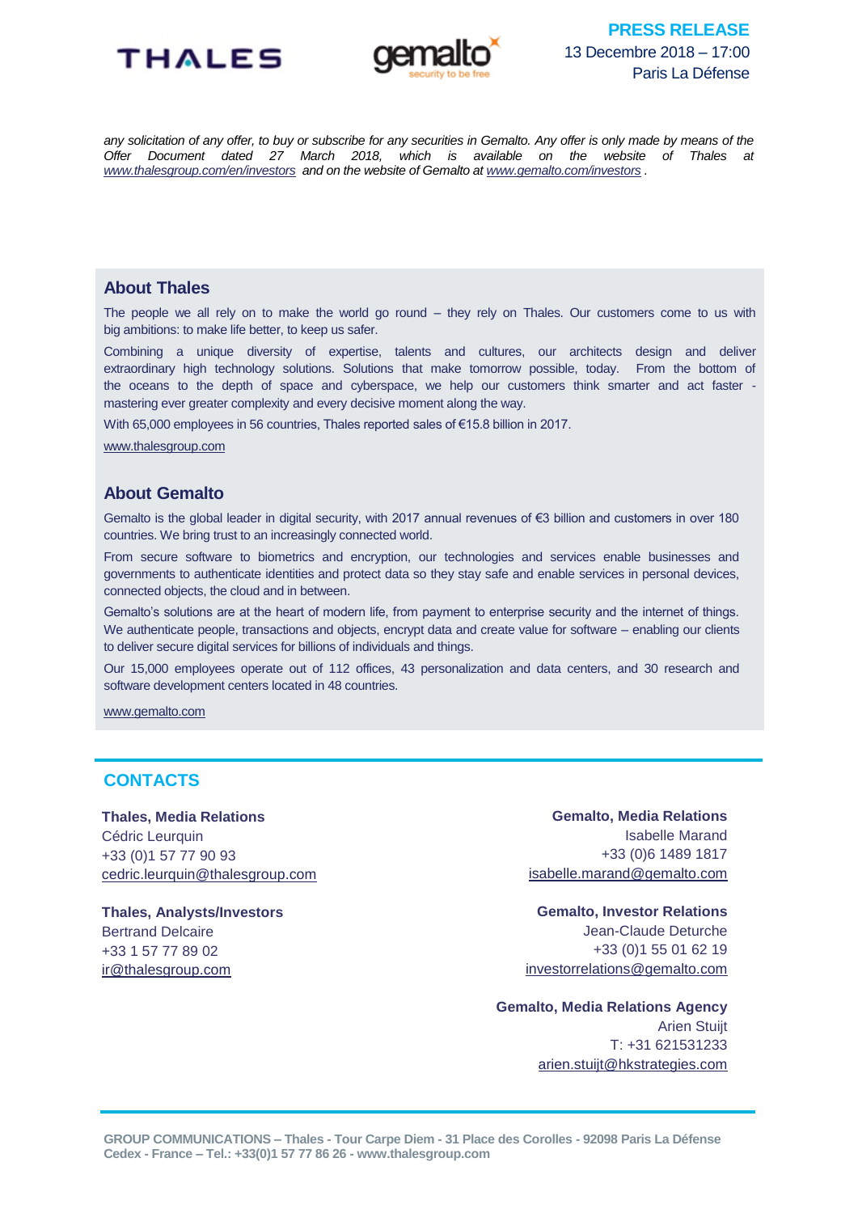*any solicitation of any offer, to buy or subscribe for any securities in Gemalto. Any offer is only made by means of the Offer Document dated 27 March 2018, which is available on the website of Thales at www.thalesgroup.com/en/investors and on the website of Gemalto at www.gemalto.com/investors .*

## About Thales

The people we all rely on to make the world go round – they rely on Thales. Our customers come to us with big ambitions: to make life better, to keep us safer.

Combining a unique diversity of expertise, talents and cultures, our architects design and deliver extraordinary high technology solutions. Solutions that make tomorrow possible, today. From the bottom of the oceans to the depth of space and cyberspace, we help our customers think smarter and act faster - mastering ever greater complexity and every decisive moment along the way.

With 65,000 employees in 56 countries, Thales reported sales of €15.8 billion in 2017.

www.thalesgroup.com

## About Gemalto

Gemalto is the global leader in digital security, with 2017 annual revenues of €3 billion and customers in over 180 countries. We bring trust to an increasingly connected world.

From secure software to biometrics and encryption, our technologies and services enable businesses and governments to authenticate identities and protect data so they stay safe and enable services in personal devices, connected objects, the cloud and in between.

Gemalto's solutions are at the heart of modern life, from payment to enterprise security and the internet of things. We authenticate people, transactions and objects, encrypt data and create value for software – enabling our clients to deliver secure digital services for billions of individuals and things.

Our 15,000 employees operate out of 112 offices, 43 personalization and data centers, and 30 research and software development centers located in 48 countries.

www.gemalto.com

## CONTACTS

**Thales, Media Relations**
Cédric Leurquin
+33 (0)1 57 77 90 93
cedric.leurquin@thalesgroup.com

**Thales, Analysts/Investors**
Bertrand Delcaire
+33 1 57 77 89 02
ir@thalesgroup.com

**Gemalto, Media Relations**
Isabelle Marand
+33 (0)6 1489 1817
isabelle.marand@gemalto.com

**Gemalto, Investor Relations**
Jean-Claude Deturche
+33 (0)1 55 01 62 19
investorrelations@gemalto.com

**Gemalto, Media Relations Agency**
Arien Stuijt
T: +31 621531233
arien.stuijt@hkstrategies.com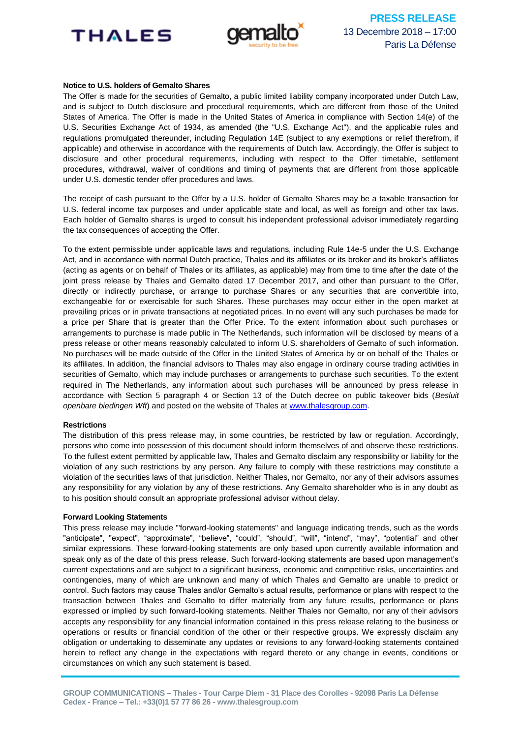#### Notice to U.S. holders of Gemalto Shares

The Offer is made for the securities of Gemalto, a public limited liability company incorporated under Dutch Law, and is subject to Dutch disclosure and procedural requirements, which are different from those of the United States of America. The Offer is made in the United States of America in compliance with Section 14(e) of the U.S. Securities Exchange Act of 1934, as amended (the "U.S. Exchange Act"), and the applicable rules and regulations promulgated thereunder, including Regulation 14E (subject to any exemptions or relief therefrom, if applicable) and otherwise in accordance with the requirements of Dutch law. Accordingly, the Offer is subject to disclosure and other procedural requirements, including with respect to the Offer timetable, settlement procedures, withdrawal, waiver of conditions and timing of payments that are different from those applicable under U.S. domestic tender offer procedures and laws.

The receipt of cash pursuant to the Offer by a U.S. holder of Gemalto Shares may be a taxable transaction for U.S. federal income tax purposes and under applicable state and local, as well as foreign and other tax laws. Each holder of Gemalto shares is urged to consult his independent professional advisor immediately regarding the tax consequences of accepting the Offer.

To the extent permissible under applicable laws and regulations, including Rule 14e-5 under the U.S. Exchange Act, and in accordance with normal Dutch practice, Thales and its affiliates or its broker and its broker's affiliates (acting as agents or on behalf of Thales or its affiliates, as applicable) may from time to time after the date of the joint press release by Thales and Gemalto dated 17 December 2017, and other than pursuant to the Offer, directly or indirectly purchase, or arrange to purchase Shares or any securities that are convertible into, exchangeable for or exercisable for such Shares. These purchases may occur either in the open market at prevailing prices or in private transactions at negotiated prices. In no event will any such purchases be made for a price per Share that is greater than the Offer Price. To the extent information about such purchases or arrangements to purchase is made public in The Netherlands, such information will be disclosed by means of a press release or other means reasonably calculated to inform U.S. shareholders of Gemalto of such information. No purchases will be made outside of the Offer in the United States of America by or on behalf of the Thales or its affiliates. In addition, the financial advisors to Thales may also engage in ordinary course trading activities in securities of Gemalto, which may include purchases or arrangements to purchase such securities. To the extent required in The Netherlands, any information about such purchases will be announced by press release in accordance with Section 5 paragraph 4 or Section 13 of the Dutch decree on public takeover bids (*Besluit openbare biedingen Wft*) and posted on the website of Thales at www.thalesgroup.com.

#### Restrictions

The distribution of this press release may, in some countries, be restricted by law or regulation. Accordingly, persons who come into possession of this document should inform themselves of and observe these restrictions. To the fullest extent permitted by applicable law, Thales and Gemalto disclaim any responsibility or liability for the violation of any such restrictions by any person. Any failure to comply with these restrictions may constitute a violation of the securities laws of that jurisdiction. Neither Thales, nor Gemalto, nor any of their advisors assumes any responsibility for any violation by any of these restrictions. Any Gemalto shareholder who is in any doubt as to his position should consult an appropriate professional advisor without delay.

#### Forward Looking Statements

This press release may include "'forward-looking statements" and language indicating trends, such as the words "anticipate", "expect", "approximate", "believe", "could", "should", "will", "intend", "may", "potential" and other similar expressions. These forward-looking statements are only based upon currently available information and speak only as of the date of this press release. Such forward-looking statements are based upon management's current expectations and are subject to a significant business, economic and competitive risks, uncertainties and contingencies, many of which are unknown and many of which Thales and Gemalto are unable to predict or control. Such factors may cause Thales and/or Gemalto's actual results, performance or plans with respect to the transaction between Thales and Gemalto to differ materially from any future results, performance or plans expressed or implied by such forward-looking statements. Neither Thales nor Gemalto, nor any of their advisors accepts any responsibility for any financial information contained in this press release relating to the business or operations or results or financial condition of the other or their respective groups. We expressly disclaim any obligation or undertaking to disseminate any updates or revisions to any forward-looking statements contained herein to reflect any change in the expectations with regard thereto or any change in events, conditions or circumstances on which any such statement is based.